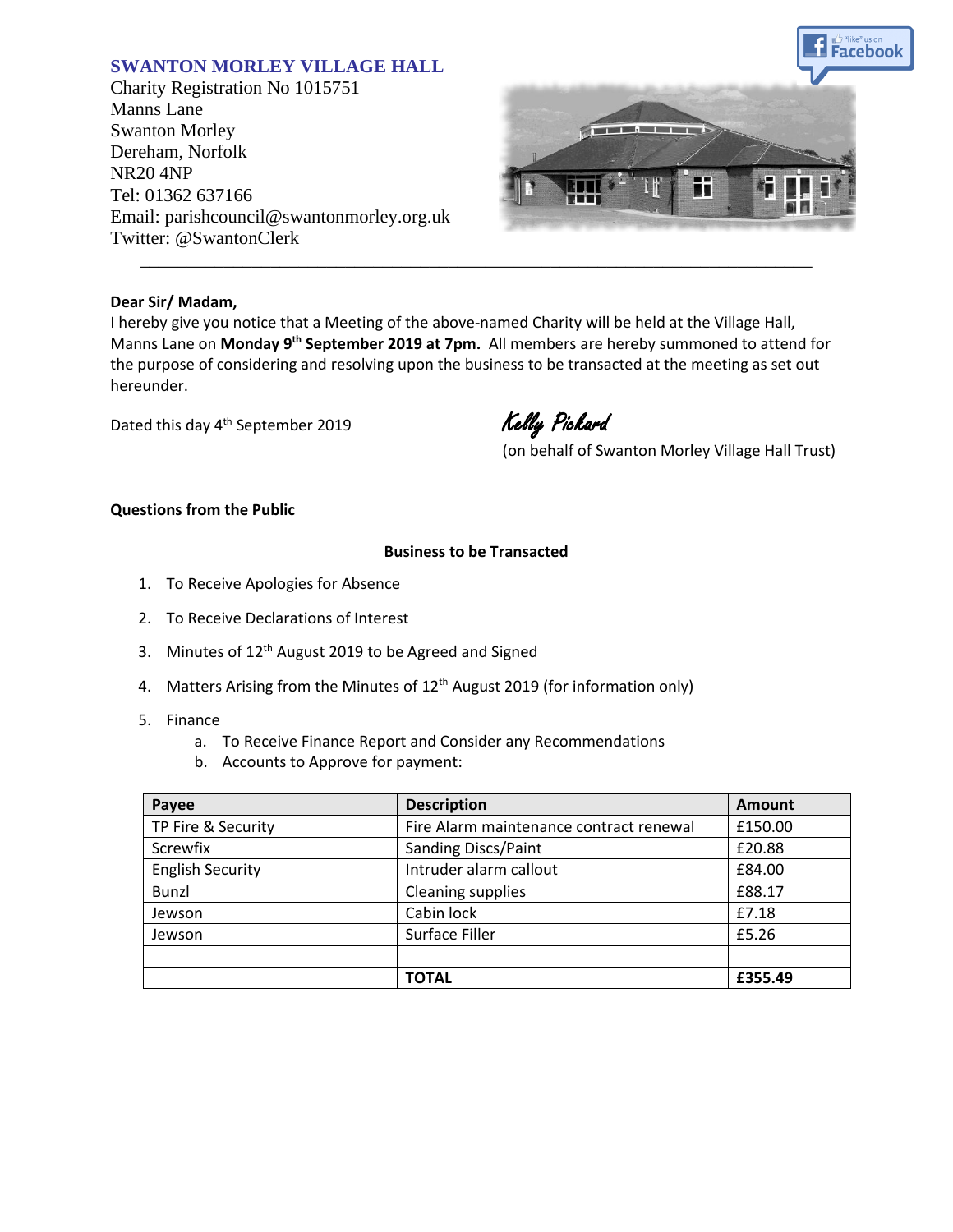## SWANTON MORLEY VILLAGE HALL

Charity Registration No 1015751
Manns Lane
Swanton Morley
Dereham, Norfolk
NR20 4NP
Tel: 01362 637166
Email: parishcouncil@swantonmorley.org.uk
Twitter: @SwantonClerk

---

**Dear Sir/ Madam,**

I hereby give you notice that a Meeting of the above-named Charity will be held at the Village Hall, Manns Lane on **Monday 9th September 2019 at 7pm.** All members are hereby summoned to attend for the purpose of considering and resolving upon the business to be transacted at the meeting as set out hereunder.

Dated this day 4th September 2019

*Kelly Pickard*
(on behalf of Swanton Morley Village Hall Trust)

**Questions from the Public**

**Business to be Transacted**

1. To Receive Apologies for Absence
2. To Receive Declarations of Interest
3. Minutes of 12th August 2019 to be Agreed and Signed
4. Matters Arising from the Minutes of 12th August 2019 (for information only)
5. Finance
   a. To Receive Finance Report and Consider any Recommendations
   b. Accounts to Approve for payment:

| Payee | Description | Amount |
|---|---|---|
| TP Fire & Security | Fire Alarm maintenance contract renewal | £150.00 |
| Screwfix | Sanding Discs/Paint | £20.88 |
| English Security | Intruder alarm callout | £84.00 |
| Bunzl | Cleaning supplies | £88.17 |
| Jewson | Cabin lock | £7.18 |
| Jewson | Surface Filler | £5.26 |
| | | |
| | **TOTAL** | **£355.49** |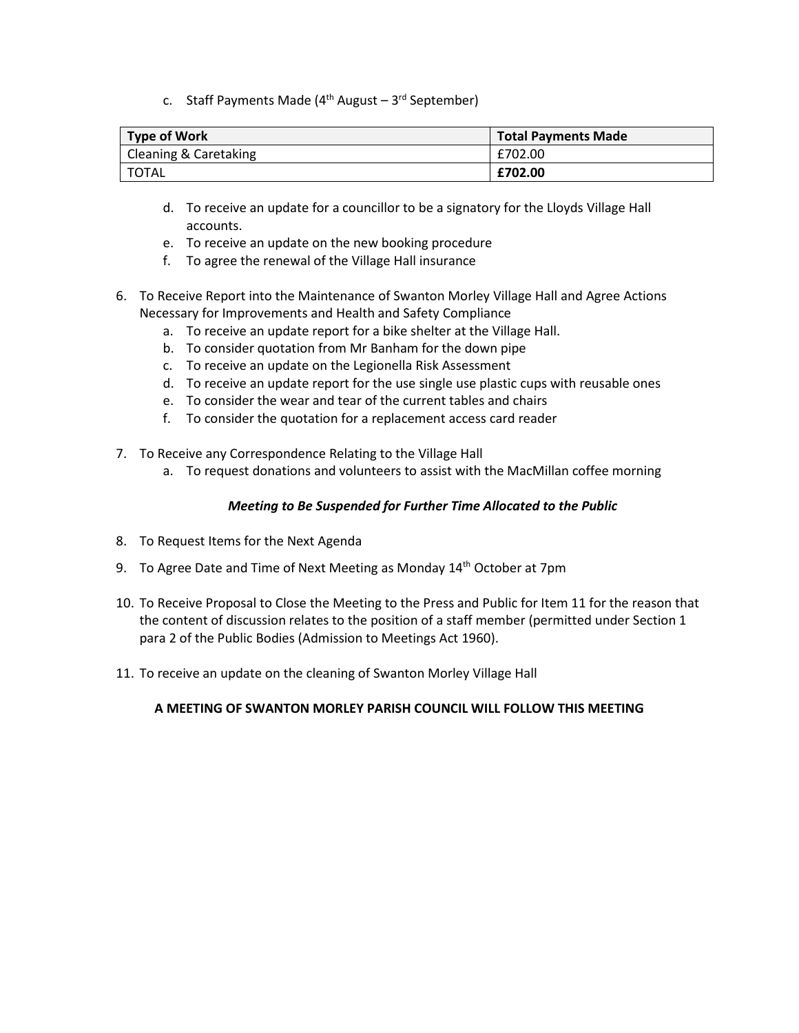c. Staff Payments Made (4th August – 3rd September)

| Type of Work | Total Payments Made |
|---|---|
| Cleaning & Caretaking | £702.00 |
| TOTAL | **£702.00** |

d. To receive an update for a councillor to be a signatory for the Lloyds Village Hall accounts.
e. To receive an update on the new booking procedure
f. To agree the renewal of the Village Hall insurance

6. To Receive Report into the Maintenance of Swanton Morley Village Hall and Agree Actions Necessary for Improvements and Health and Safety Compliance
   a. To receive an update report for a bike shelter at the Village Hall.
   b. To consider quotation from Mr Banham for the down pipe
   c. To receive an update on the Legionella Risk Assessment
   d. To receive an update report for the use single use plastic cups with reusable ones
   e. To consider the wear and tear of the current tables and chairs
   f. To consider the quotation for a replacement access card reader

7. To Receive any Correspondence Relating to the Village Hall
   a. To request donations and volunteers to assist with the MacMillan coffee morning

***Meeting to Be Suspended for Further Time Allocated to the Public***

8. To Request Items for the Next Agenda
9. To Agree Date and Time of Next Meeting as Monday 14th October at 7pm
10. To Receive Proposal to Close the Meeting to the Press and Public for Item 11 for the reason that the content of discussion relates to the position of a staff member (permitted under Section 1 para 2 of the Public Bodies (Admission to Meetings Act 1960).
11. To receive an update on the cleaning of Swanton Morley Village Hall

**A MEETING OF SWANTON MORLEY PARISH COUNCIL WILL FOLLOW THIS MEETING**